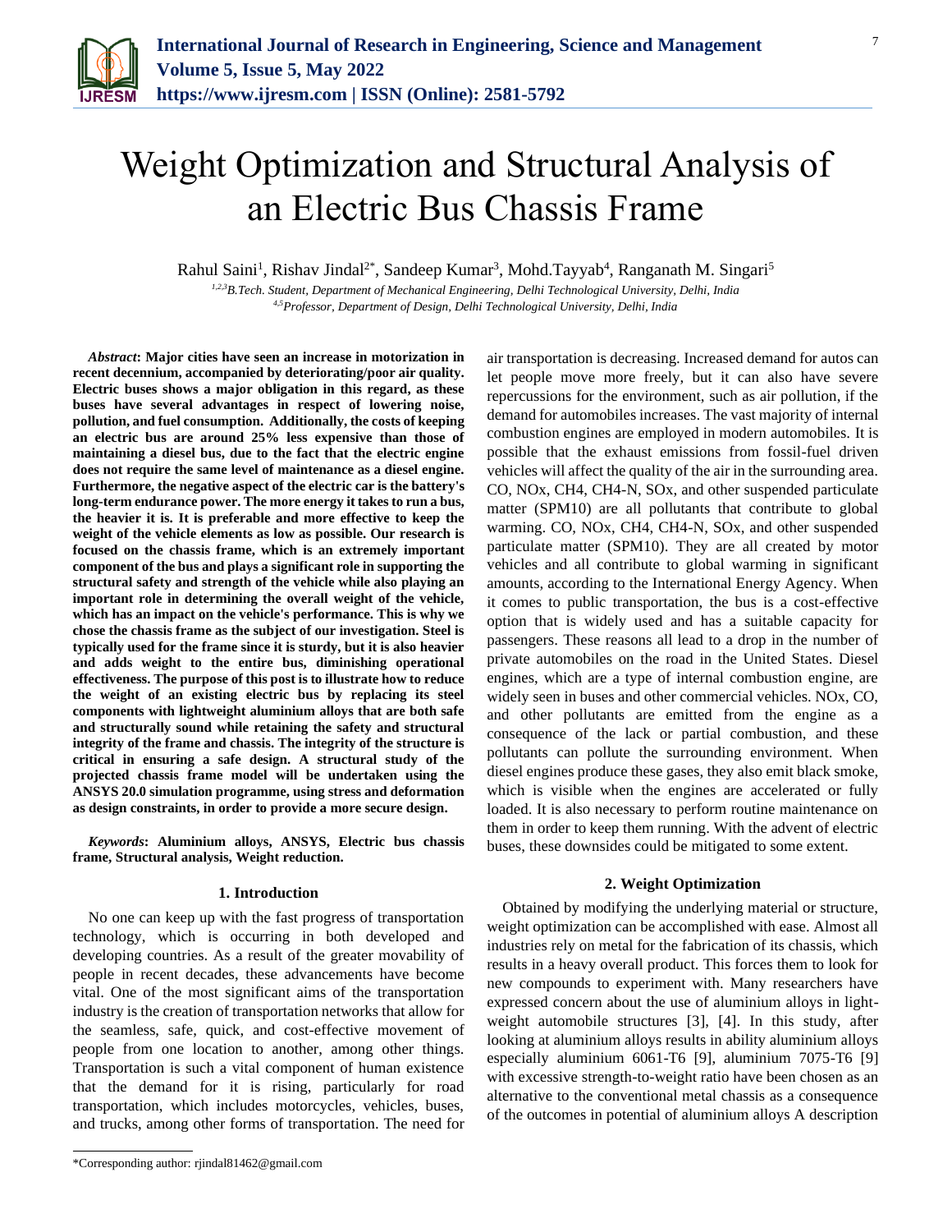# Weight Optimization and Structural Analysis of an Electric Bus Chassis Frame

Rahul Saini[1], Rishav Jindal[2*], Sandeep Kumar[3], Mohd.Tayyab[4], Ranganath M. Singari[5]

*[1,2,3]B.Tech. Student, Department of Mechanical Engineering, Delhi Technological University, Delhi, India*
*[4,5]Professor, Department of Design, Delhi Technological University, Delhi, India*

***Abstract*: Major cities have seen an increase in motorization in recent decennium, accompanied by deteriorating/poor air quality. Electric buses shows a major obligation in this regard, as these buses have several advantages in respect of lowering noise, pollution, and fuel consumption. Additionally, the costs of keeping an electric bus are around 25% less expensive than those of maintaining a diesel bus, due to the fact that the electric engine does not require the same level of maintenance as a diesel engine. Furthermore, the negative aspect of the electric car is the battery's long-term endurance power. The more energy it takes to run a bus, the heavier it is. It is preferable and more effective to keep the weight of the vehicle elements as low as possible. Our research is focused on the chassis frame, which is an extremely important component of the bus and plays a significant role in supporting the structural safety and strength of the vehicle while also playing an important role in determining the overall weight of the vehicle, which has an impact on the vehicle's performance. This is why we chose the chassis frame as the subject of our investigation. Steel is typically used for the frame since it is sturdy, but it is also heavier and adds weight to the entire bus, diminishing operational effectiveness. The purpose of this post is to illustrate how to reduce the weight of an existing electric bus by replacing its steel components with lightweight aluminium alloys that are both safe and structurally sound while retaining the safety and structural integrity of the frame and chassis. The integrity of the structure is critical in ensuring a safe design. A structural study of the projected chassis frame model will be undertaken using the ANSYS 20.0 simulation programme, using stress and deformation as design constraints, in order to provide a more secure design.**

***Keywords*: Aluminium alloys, ANSYS, Electric bus chassis frame, Structural analysis, Weight reduction.**

## 1. Introduction

No one can keep up with the fast progress of transportation technology, which is occurring in both developed and developing countries. As a result of the greater movability of people in recent decades, these advancements have become vital. One of the most significant aims of the transportation industry is the creation of transportation networks that allow for the seamless, safe, quick, and cost-effective movement of people from one location to another, among other things. Transportation is such a vital component of human existence that the demand for it is rising, particularly for road transportation, which includes motorcycles, vehicles, buses, and trucks, among other forms of transportation. The need for air transportation is decreasing. Increased demand for autos can let people move more freely, but it can also have severe repercussions for the environment, such as air pollution, if the demand for automobiles increases. The vast majority of internal combustion engines are employed in modern automobiles. It is possible that the exhaust emissions from fossil-fuel driven vehicles will affect the quality of the air in the surrounding area. CO, NOx, CH4, CH4-N, SOx, and other suspended particulate matter (SPM10) are all pollutants that contribute to global warming. CO, NOx, CH4, CH4-N, SOx, and other suspended particulate matter (SPM10). They are all created by motor vehicles and all contribute to global warming in significant amounts, according to the International Energy Agency. When it comes to public transportation, the bus is a cost-effective option that is widely used and has a suitable capacity for passengers. These reasons all lead to a drop in the number of private automobiles on the road in the United States. Diesel engines, which are a type of internal combustion engine, are widely seen in buses and other commercial vehicles. NOx, CO, and other pollutants are emitted from the engine as a consequence of the lack or partial combustion, and these pollutants can pollute the surrounding environment. When diesel engines produce these gases, they also emit black smoke, which is visible when the engines are accelerated or fully loaded. It is also necessary to perform routine maintenance on them in order to keep them running. With the advent of electric buses, these downsides could be mitigated to some extent.

## 2. Weight Optimization

Obtained by modifying the underlying material or structure, weight optimization can be accomplished with ease. Almost all industries rely on metal for the fabrication of its chassis, which results in a heavy overall product. This forces them to look for new compounds to experiment with. Many researchers have expressed concern about the use of aluminium alloys in light-weight automobile structures [3], [4]. In this study, after looking at aluminium alloys results in ability aluminium alloys especially aluminium 6061-T6 [9], aluminium 7075-T6 [9] with excessive strength-to-weight ratio have been chosen as an alternative to the conventional metal chassis as a consequence of the outcomes in potential of aluminium alloys A description

*Corresponding author: rjindal81462@gmail.com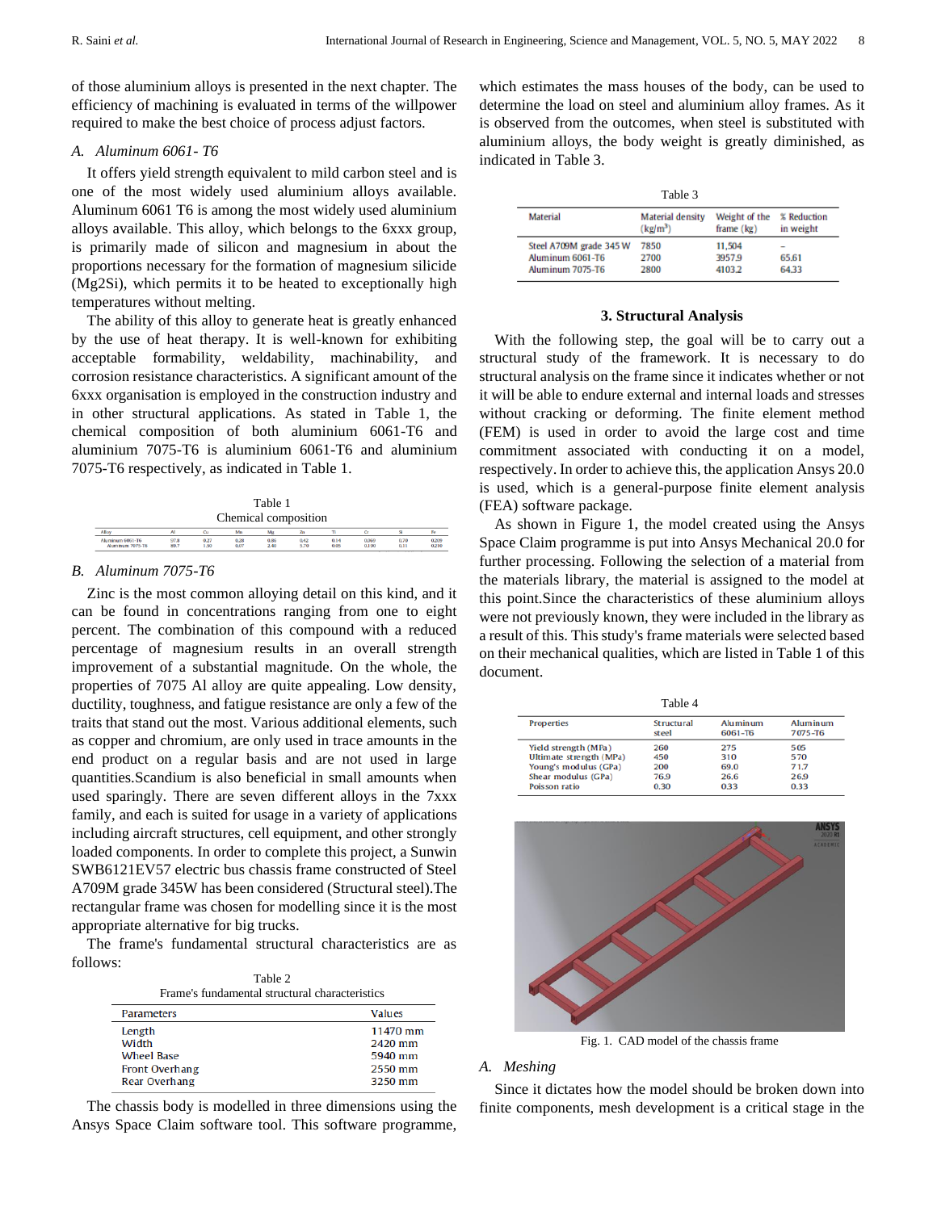of those aluminium alloys is presented in the next chapter. The efficiency of machining is evaluated in terms of the willpower required to make the best choice of process adjust factors.

### A. Aluminum 6061- T6

It offers yield strength equivalent to mild carbon steel and is one of the most widely used aluminium alloys available. Aluminum 6061 T6 is among the most widely used aluminium alloys available. This alloy, which belongs to the 6xxx group, is primarily made of silicon and magnesium in about the proportions necessary for the formation of magnesium silicide (Mg2Si), which permits it to be heated to exceptionally high temperatures without melting.

The ability of this alloy to generate heat is greatly enhanced by the use of heat therapy. It is well-known for exhibiting acceptable formability, weldability, machinability, and corrosion resistance characteristics. A significant amount of the 6xxx organisation is employed in the construction industry and in other structural applications. As stated in Table 1, the chemical composition of both aluminium 6061-T6 and aluminium 7075-T6 is aluminium 6061-T6 and aluminium 7075-T6 respectively, as indicated in Table 1.

Table 1
Chemical composition

| Alloy | Al | Cu | Mn | Mg | Zn | Ti | Cr | Si | Fe |
|---|---|---|---|---|---|---|---|---|---|
| Aluminum 6061-T6 | 97.8 | 0.27 | 0.28 | 0.86 | 0.42 | 0.14 | 0.069 | 0.70 | 0.209 |
| Aluminum 7075-T6 | 89.7 | 1.50 | 0.07 | 2.40 | 5.70 | 0.05 | 0.100 | 0.11 | 0.210 |

### B. Aluminum 7075-T6

Zinc is the most common alloying detail on this kind, and it can be found in concentrations ranging from one to eight percent. The combination of this compound with a reduced percentage of magnesium results in an overall strength improvement of a substantial magnitude. On the whole, the properties of 7075 Al alloy are quite appealing. Low density, ductility, toughness, and fatigue resistance are only a few of the traits that stand out the most. Various additional elements, such as copper and chromium, are only used in trace amounts in the end product on a regular basis and are not used in large quantities.Scandium is also beneficial in small amounts when used sparingly. There are seven different alloys in the 7xxx family, and each is suited for usage in a variety of applications including aircraft structures, cell equipment, and other strongly loaded components. In order to complete this project, a Sunwin SWB6121EV57 electric bus chassis frame constructed of Steel A709M grade 345W has been considered (Structural steel).The rectangular frame was chosen for modelling since it is the most appropriate alternative for big trucks.

The frame's fundamental structural characteristics are as follows:

Table 2
Frame's fundamental structural characteristics

| Parameters | Values |
|---|---|
| Length | 11470 mm |
| Width | 2420 mm |
| Wheel Base | 5940 mm |
| Front Overhang | 2550 mm |
| Rear Overhang | 3250 mm |

The chassis body is modelled in three dimensions using the Ansys Space Claim software tool. This software programme, which estimates the mass houses of the body, can be used to determine the load on steel and aluminium alloy frames. As it is observed from the outcomes, when steel is substituted with aluminium alloys, the body weight is greatly diminished, as indicated in Table 3.

Table 3

| Material | Material density ($kg/m^3$) | Weight of the frame (kg) | % Reduction in weight |
|---|---|---|---|
| Steel A709M grade 345 W | 7850 | 11,504 | – |
| Aluminum 6061-T6 | 2700 | 3957.9 | 65.61 |
| Aluminum 7075-T6 | 2800 | 4103.2 | 64.33 |

## 3. Structural Analysis

With the following step, the goal will be to carry out a structural study of the framework. It is necessary to do structural analysis on the frame since it indicates whether or not it will be able to endure external and internal loads and stresses without cracking or deforming. The finite element method (FEM) is used in order to avoid the large cost and time commitment associated with conducting it on a model, respectively. In order to achieve this, the application Ansys 20.0 is used, which is a general-purpose finite element analysis (FEA) software package.

As shown in Figure 1, the model created using the Ansys Space Claim programme is put into Ansys Mechanical 20.0 for further processing. Following the selection of a material from the materials library, the material is assigned to the model at this point.Since the characteristics of these aluminium alloys were not previously known, they were included in the library as a result of this. This study's frame materials were selected based on their mechanical qualities, which are listed in Table 1 of this document.

Table 4

| Properties | Structural steel | Aluminum 6061-T6 | Aluminum 7075-T6 |
|---|---|---|---|
| Yield strength (MPa) | 260 | 275 | 505 |
| Ultimate strength (MPa) | 450 | 310 | 570 |
| Young's modulus (GPa) | 200 | 69.0 | 71.7 |
| Shear modulus (GPa) | 76.9 | 26.6 | 26.9 |
| Poisson ratio | 0.30 | 0.33 | 0.33 |

Fig. 1. CAD model of the chassis frame

### A. Meshing

Since it dictates how the model should be broken down into finite components, mesh development is a critical stage in the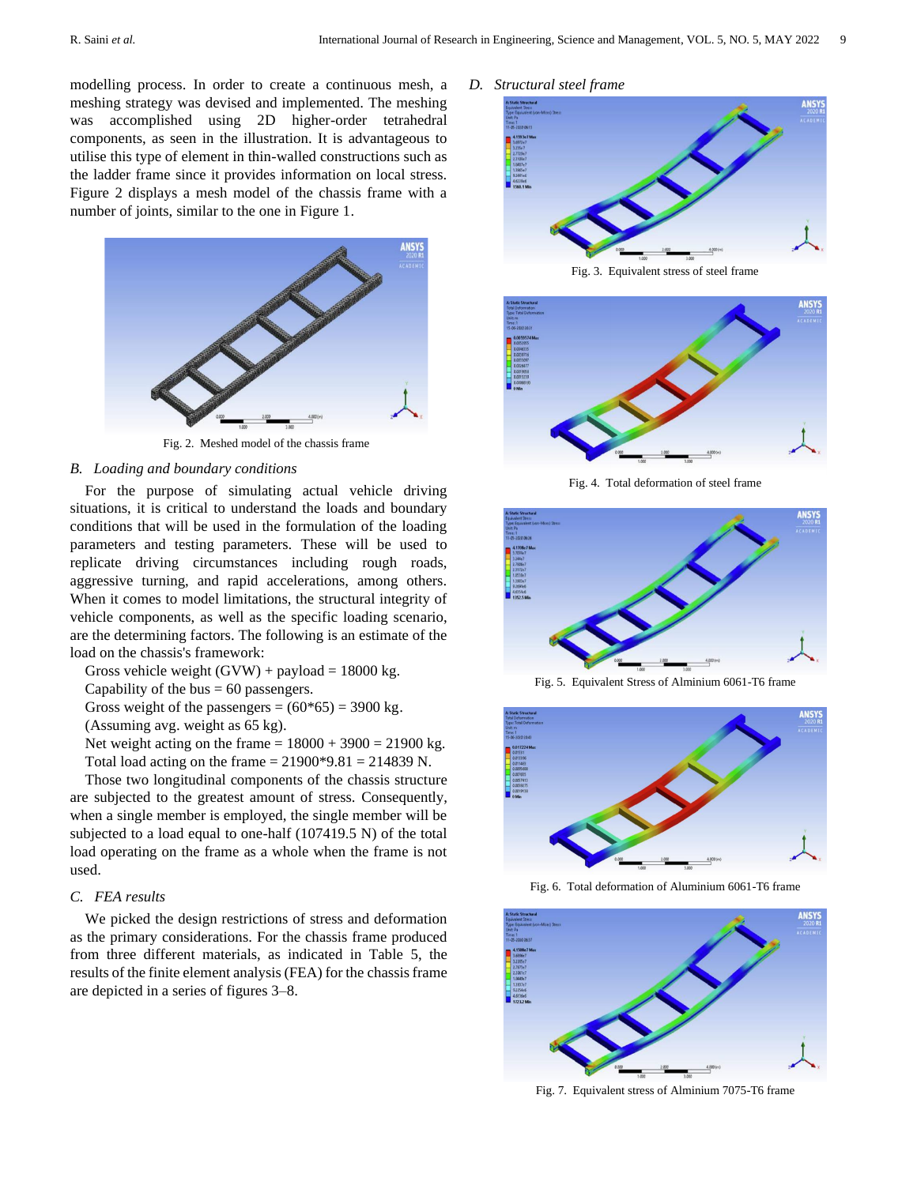modelling process. In order to create a continuous mesh, a meshing strategy was devised and implemented. The meshing was accomplished using 2D higher-order tetrahedral components, as seen in the illustration. It is advantageous to utilise this type of element in thin-walled constructions such as the ladder frame since it provides information on local stress. Figure 2 displays a mesh model of the chassis frame with a number of joints, similar to the one in Figure 1.

Fig. 2. Meshed model of the chassis frame

### B. *Loading and boundary conditions*

For the purpose of simulating actual vehicle driving situations, it is critical to understand the loads and boundary conditions that will be used in the formulation of the loading parameters and testing parameters. These will be used to replicate driving circumstances including rough roads, aggressive turning, and rapid accelerations, among others. When it comes to model limitations, the structural integrity of vehicle components, as well as the specific loading scenario, are the determining factors. The following is an estimate of the load on the chassis's framework:

Gross vehicle weight (GVW) + payload = 18000 kg.
Capability of the bus = 60 passengers.
Gross weight of the passengers = (60*65) = 3900 kg.
(Assuming avg. weight as 65 kg).
Net weight acting on the frame = 18000 + 3900 = 21900 kg.
Total load acting on the frame = 21900*9.81 = 214839 N.

Those two longitudinal components of the chassis structure are subjected to the greatest amount of stress. Consequently, when a single member is employed, the single member will be subjected to a load equal to one-half (107419.5 N) of the total load operating on the frame as a whole when the frame is not used.

### C. *FEA results*

We picked the design restrictions of stress and deformation as the primary considerations. For the chassis frame produced from three different materials, as indicated in Table 5, the results of the finite element analysis (FEA) for the chassis frame are depicted in a series of figures 3–8.

### D. *Structural steel frame*

Fig. 3. Equivalent stress of steel frame

Fig. 4. Total deformation of steel frame

Fig. 5. Equivalent Stress of Alminium 6061-T6 frame

Fig. 6. Total deformation of Aluminium 6061-T6 frame

Fig. 7. Equivalent stress of Aluminium 7075-T6 frame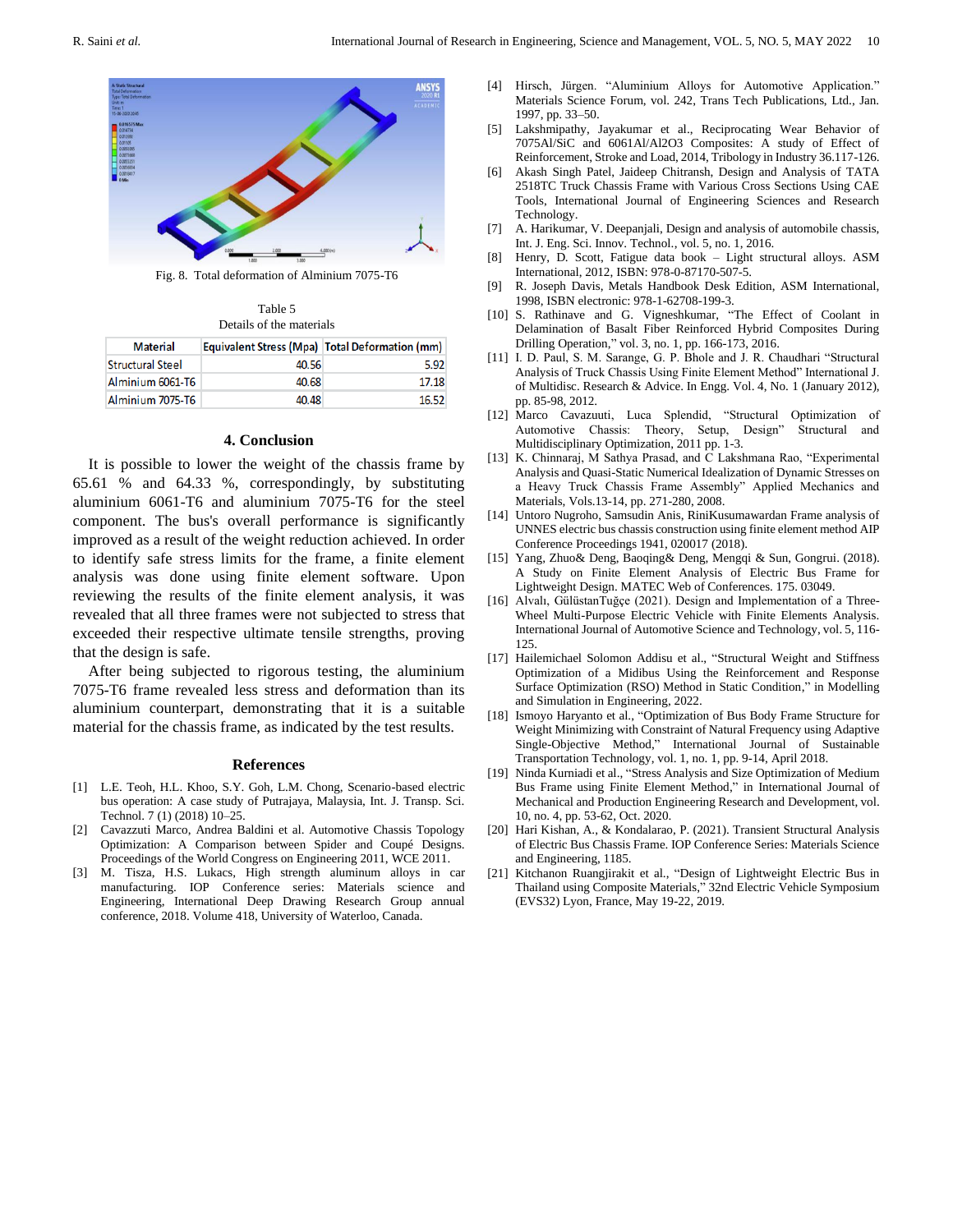Fig. 8. Total deformation of Alminium 7075-T6

Table 5
Details of the materials

| Material | Equivalent Stress (Mpa) | Total Deformation (mm) |
|---|---|---|
| Structural Steel | 40.56 | 5.92 |
| Alminium 6061-T6 | 40.68 | 17.18 |
| Alminium 7075-T6 | 40.48 | 16.52 |

## 4. Conclusion

It is possible to lower the weight of the chassis frame by 65.61 % and 64.33 %, correspondingly, by substituting aluminium 6061-T6 and aluminium 7075-T6 for the steel component. The bus's overall performance is significantly improved as a result of the weight reduction achieved. In order to identify safe stress limits for the frame, a finite element analysis was done using finite element software. Upon reviewing the results of the finite element analysis, it was revealed that all three frames were not subjected to stress that exceeded their respective ultimate tensile strengths, proving that the design is safe.

After being subjected to rigorous testing, the aluminium 7075-T6 frame revealed less stress and deformation than its aluminium counterpart, demonstrating that it is a suitable material for the chassis frame, as indicated by the test results.

## References

[1] L.E. Teoh, H.L. Khoo, S.Y. Goh, L.M. Chong, Scenario-based electric bus operation: A case study of Putrajaya, Malaysia, Int. J. Transp. Sci. Technol. 7 (1) (2018) 10–25.

[2] Cavazzuti Marco, Andrea Baldini et al. Automotive Chassis Topology Optimization: A Comparison between Spider and Coupé Designs. Proceedings of the World Congress on Engineering 2011, WCE 2011.

[3] M. Tisza, H.S. Lukacs, High strength aluminum alloys in car manufacturing. IOP Conference series: Materials science and Engineering, International Deep Drawing Research Group annual conference, 2018. Volume 418, University of Waterloo, Canada.

[4] Hirsch, Jürgen. "Aluminium Alloys for Automotive Application." Materials Science Forum, vol. 242, Trans Tech Publications, Ltd., Jan. 1997, pp. 33–50.

[5] Lakshmipathy, Jayakumar et al., Reciprocating Wear Behavior of 7075Al/SiC and 6061Al/Al2O3 Composites: A study of Effect of Reinforcement, Stroke and Load, 2014, Tribology in Industry 36.117-126.

[6] Akash Singh Patel, Jaideep Chitransh, Design and Analysis of TATA 2518TC Truck Chassis Frame with Various Cross Sections Using CAE Tools, International Journal of Engineering Sciences and Research Technology.

[7] A. Harikumar, V. Deepanjali, Design and analysis of automobile chassis, Int. J. Eng. Sci. Innov. Technol., vol. 5, no. 1, 2016.

[8] Henry, D. Scott, Fatigue data book – Light structural alloys. ASM International, 2012, ISBN: 978-0-87170-507-5.

[9] R. Joseph Davis, Metals Handbook Desk Edition, ASM International, 1998, ISBN electronic: 978-1-62708-199-3.

[10] S. Rathinave and G. Vigneshkumar, "The Effect of Coolant in Delamination of Basalt Fiber Reinforced Hybrid Composites During Drilling Operation," vol. 3, no. 1, pp. 166-173, 2016.

[11] I. D. Paul, S. M. Sarange, G. P. Bhole and J. R. Chaudhari "Structural Analysis of Truck Chassis Using Finite Element Method" International J. of Multidisc. Research & Advice. In Engg. Vol. 4, No. 1 (January 2012), pp. 85-98, 2012.

[12] Marco Cavazzuti, Luca Splendid, "Structural Optimization of Automotive Chassis: Theory, Setup, Design" Structural and Multidisciplinary Optimization, 2011 pp. 1-3.

[13] K. Chinnaraj, M Sathya Prasad, and C Lakshmana Rao, "Experimental Analysis and Quasi-Static Numerical Idealization of Dynamic Stresses on a Heavy Truck Chassis Frame Assembly" Applied Mechanics and Materials, Vols.13-14, pp. 271-280, 2008.

[14] Untoro Nugroho, Samsudin Anis, RiniKusumawardan Frame analysis of UNNES electric bus chassis construction using finite element method AIP Conference Proceedings 1941, 020017 (2018).

[15] Yang, Zhuo& Deng, Baoqing& Deng, Mengqi & Sun, Gongrui. (2018). A Study on Finite Element Analysis of Electric Bus Frame for Lightweight Design. MATEC Web of Conferences. 175. 03049.

[16] Alvalı, GülüstanTuğçe (2021). Design and Implementation of a Three-Wheel Multi-Purpose Electric Vehicle with Finite Elements Analysis. International Journal of Automotive Science and Technology, vol. 5, 116-125.

[17] Hailemichael Solomon Addisu et al., "Structural Weight and Stiffness Optimization of a Midibus Using the Reinforcement and Response Surface Optimization (RSO) Method in Static Condition," in Modelling and Simulation in Engineering, 2022.

[18] Ismoyo Haryanto et al., "Optimization of Bus Body Frame Structure for Weight Minimizing with Constraint of Natural Frequency using Adaptive Single-Objective Method," International Journal of Sustainable Transportation Technology, vol. 1, no. 1, pp. 9-14, April 2018.

[19] Ninda Kurniadi et al., "Stress Analysis and Size Optimization of Medium Bus Frame using Finite Element Method," in International Journal of Mechanical and Production Engineering Research and Development, vol. 10, no. 4, pp. 53-62, Oct. 2020.

[20] Hari Kishan, A., & Kondalarao, P. (2021). Transient Structural Analysis of Electric Bus Chassis Frame. IOP Conference Series: Materials Science and Engineering, 1185.

[21] Kitchanon Ruangjirakit et al., "Design of Lightweight Electric Bus in Thailand using Composite Materials," 32nd Electric Vehicle Symposium (EVS32) Lyon, France, May 19-22, 2019.